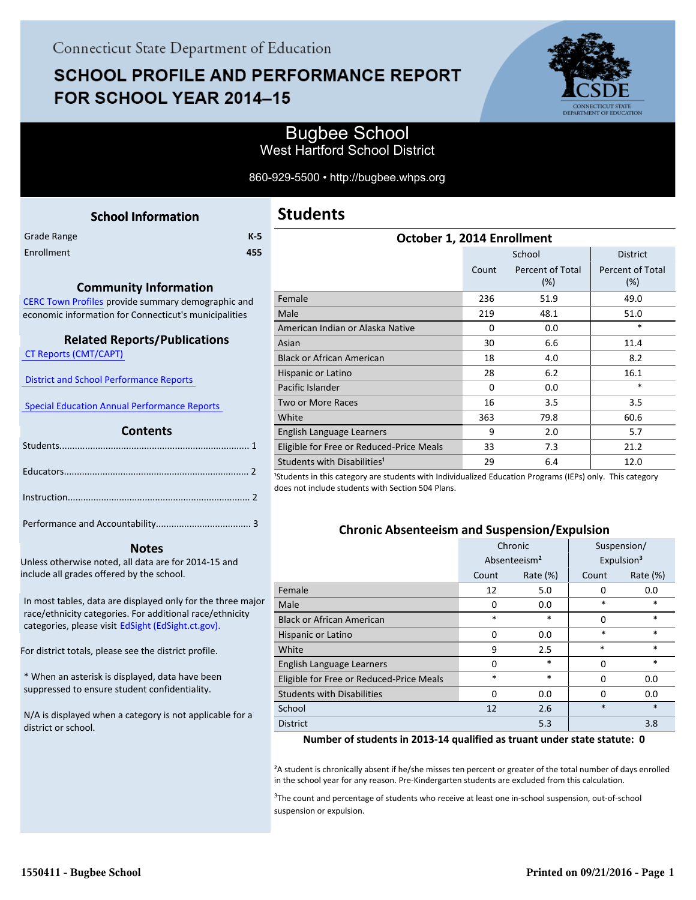Connecticut State Department of Education

# SCHOOL PROFILE AND PERFORMANCE REPORT FOR SCHOOL YEAR 2014–15

## Bugbee School
West Hartford School District

860-929-5500 • http://bugbee.whps.org

### School Information

| | |
|---|---|
| Grade Range | K-5 |
| Enrollment | 455 |

### Community Information

CERC Town Profiles provide summary demographic and economic information for Connecticut's municipalities

### Related Reports/Publications

CT Reports (CMT/CAPT)

District and School Performance Reports

Special Education Annual Performance Reports

### Contents

Students.......................................................................... 1

Educators........................................................................ 2

Instruction....................................................................... 2

Performance and Accountability..................................... 3

### Notes

Unless otherwise noted, all data are for 2014-15 and include all grades offered by the school.

In most tables, data are displayed only for the three major race/ethnicity categories. For additional race/ethnicity categories, please visit EdSight (EdSight.ct.gov).

For district totals, please see the district profile.

* When an asterisk is displayed, data have been suppressed to ensure student confidentiality.

N/A is displayed when a category is not applicable for a district or school.

## Students

### October 1, 2014 Enrollment

| | School | | District |
|---|---|---|---|
| | Count | Percent of Total (%) | Percent of Total (%) |
| Female | 236 | 51.9 | 49.0 |
| Male | 219 | 48.1 | 51.0 |
| American Indian or Alaska Native | 0 | 0.0 | * |
| Asian | 30 | 6.6 | 11.4 |
| Black or African American | 18 | 4.0 | 8.2 |
| Hispanic or Latino | 28 | 6.2 | 16.1 |
| Pacific Islander | 0 | 0.0 | * |
| Two or More Races | 16 | 3.5 | 3.5 |
| White | 363 | 79.8 | 60.6 |
| English Language Learners | 9 | 2.0 | 5.7 |
| Eligible for Free or Reduced-Price Meals | 33 | 7.3 | 21.2 |
| Students with Disabilities[1] | 29 | 6.4 | 12.0 |

[1]Students in this category are students with Individualized Education Programs (IEPs) only. This category does not include students with Section 504 Plans.

### Chronic Absenteeism and Suspension/Expulsion

| | Chronic Absenteeism[2] | | Suspension/ Expulsion[3] | |
|---|---|---|---|---|
| | Count | Rate (%) | Count | Rate (%) |
| Female | 12 | 5.0 | 0 | 0.0 |
| Male | 0 | 0.0 | * | * |
| Black or African American | * | * | 0 | * |
| Hispanic or Latino | 0 | 0.0 | * | * |
| White | 9 | 2.5 | * | * |
| English Language Learners | 0 | * | 0 | * |
| Eligible for Free or Reduced-Price Meals | * | * | 0 | 0.0 |
| Students with Disabilities | 0 | 0.0 | 0 | 0.0 |
| School | 12 | 2.6 | * | * |
| District | | 5.3 | | 3.8 |

**Number of students in 2013-14 qualified as truant under state statute: 0**

[2]A student is chronically absent if he/she misses ten percent or greater of the total number of days enrolled in the school year for any reason. Pre-Kindergarten students are excluded from this calculation.

[3]The count and percentage of students who receive at least one in-school suspension, out-of-school suspension or expulsion.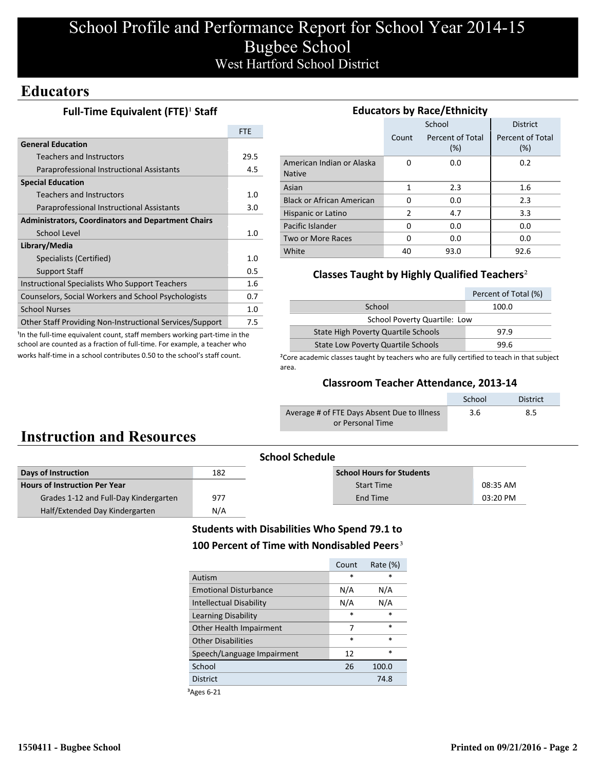# School Profile and Performance Report for School Year 2014-15
# Bugbee School
## West Hartford School District

## Educators

### Full-Time Equivalent (FTE)[1] Staff

| | FTE |
|---|---|
| **General Education** | |
| Teachers and Instructors | 29.5 |
| Paraprofessional Instructional Assistants | 4.5 |
| **Special Education** | |
| Teachers and Instructors | 1.0 |
| Paraprofessional Instructional Assistants | 3.0 |
| **Administrators, Coordinators and Department Chairs** | |
| School Level | 1.0 |
| **Library/Media** | |
| Specialists (Certified) | 1.0 |
| Support Staff | 0.5 |
| Instructional Specialists Who Support Teachers | 1.6 |
| Counselors, Social Workers and School Psychologists | 0.7 |
| School Nurses | 1.0 |
| Other Staff Providing Non-Instructional Services/Support | 7.5 |

[1]In the full-time equivalent count, staff members working part-time in the school are counted as a fraction of full-time. For example, a teacher who works half-time in a school contributes 0.50 to the school's staff count.

### Educators by Race/Ethnicity

| | School | | District |
|---|---|---|---|
| | Count | Percent of Total (%) | Percent of Total (%) |
| American Indian or Alaska Native | 0 | 0.0 | 0.2 |
| Asian | 1 | 2.3 | 1.6 |
| Black or African American | 0 | 0.0 | 2.3 |
| Hispanic or Latino | 2 | 4.7 | 3.3 |
| Pacific Islander | 0 | 0.0 | 0.0 |
| Two or More Races | 0 | 0.0 | 0.0 |
| White | 40 | 93.0 | 92.6 |

### Classes Taught by Highly Qualified Teachers[2]

| | Percent of Total (%) |
|---|---|
| School | 100.0 |
| School Poverty Quartile: Low | |
| State High Poverty Quartile Schools | 97.9 |
| State Low Poverty Quartile Schools | 99.6 |

[2]Core academic classes taught by teachers who are fully certified to teach in that subject area.

### Classroom Teacher Attendance, 2013-14

| | School | District |
|---|---|---|
| Average # of FTE Days Absent Due to Illness or Personal Time | 3.6 | 8.5 |

## Instruction and Resources

### School Schedule

| | |
|---|---|
| **Days of Instruction** | 182 |
| **Hours of Instruction Per Year** | |
| Grades 1-12 and Full-Day Kindergarten | 977 |
| Half/Extended Day Kindergarten | N/A |

| **School Hours for Students** | |
|---|---|
| Start Time | 08:35 AM |
| End Time | 03:20 PM |

### Students with Disabilities Who Spend 79.1 to 100 Percent of Time with Nondisabled Peers[3]

| | Count | Rate (%) |
|---|---|---|
| Autism | * | * |
| Emotional Disturbance | N/A | N/A |
| Intellectual Disability | N/A | N/A |
| Learning Disability | * | * |
| Other Health Impairment | 7 | * |
| Other Disabilities | * | * |
| Speech/Language Impairment | 12 | * |
| School | 26 | 100.0 |
| District | | 74.8 |

[3]Ages 6-21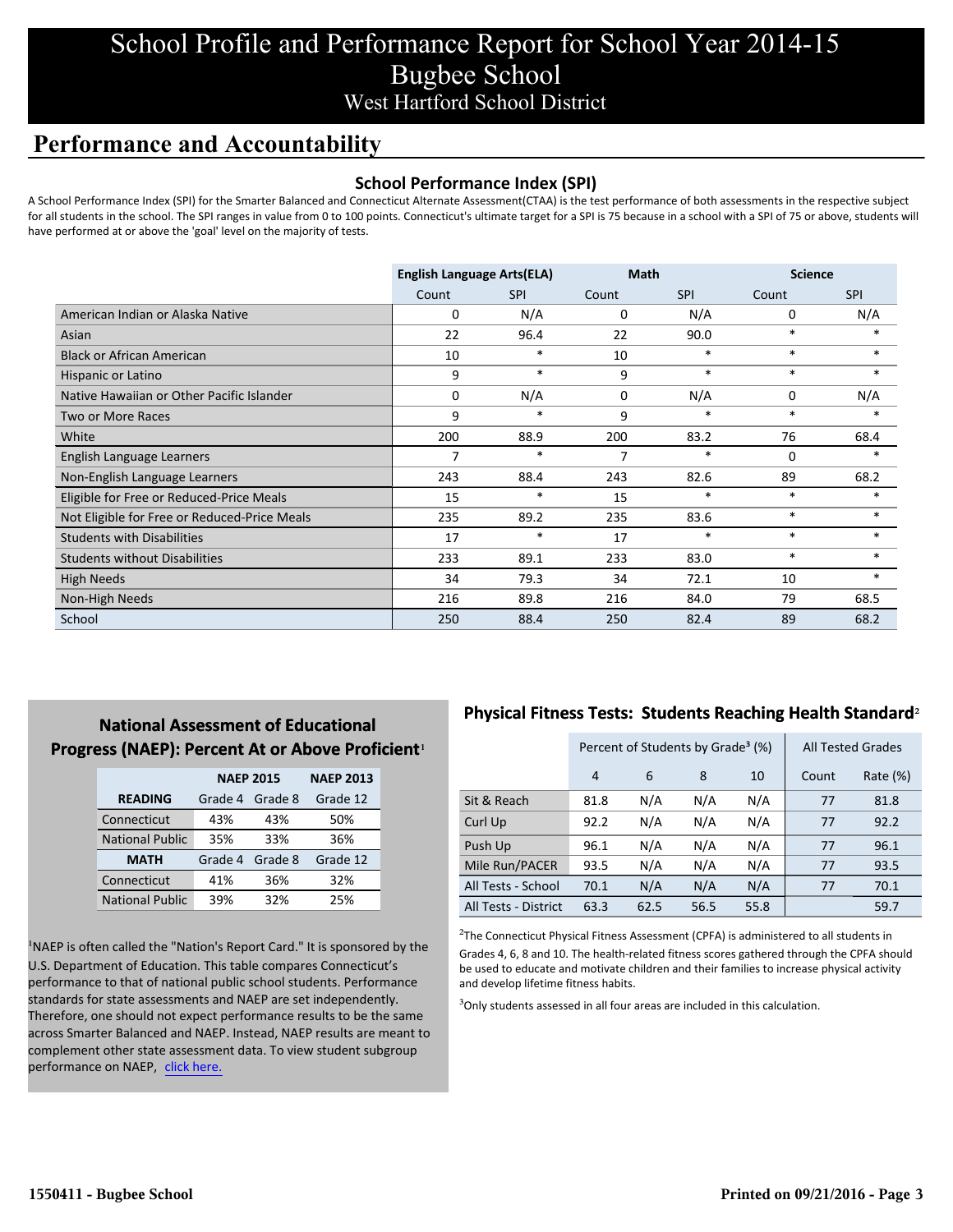# School Profile and Performance Report for School Year 2014-15
## Bugbee School
### West Hartford School District

## Performance and Accountability

### School Performance Index (SPI)

A School Performance Index (SPI) for the Smarter Balanced and Connecticut Alternate Assessment(CTAA) is the test performance of both assessments in the respective subject for all students in the school. The SPI ranges in value from 0 to 100 points. Connecticut's ultimate target for a SPI is 75 because in a school with a SPI of 75 or above, students will have performed at or above the 'goal' level on the majority of tests.

| | English Language Arts(ELA) | | Math | | Science | |
|---|---|---|---|---|---|---|
| | Count | SPI | Count | SPI | Count | SPI |
| American Indian or Alaska Native | 0 | N/A | 0 | N/A | 0 | N/A |
| Asian | 22 | 96.4 | 22 | 90.0 | * | * |
| Black or African American | 10 | * | 10 | * | * | * |
| Hispanic or Latino | 9 | * | 9 | * | * | * |
| Native Hawaiian or Other Pacific Islander | 0 | N/A | 0 | N/A | 0 | N/A |
| Two or More Races | 9 | * | 9 | * | * | * |
| White | 200 | 88.9 | 200 | 83.2 | 76 | 68.4 |
| English Language Learners | 7 | * | 7 | * | 0 | * |
| Non-English Language Learners | 243 | 88.4 | 243 | 82.6 | 89 | 68.2 |
| Eligible for Free or Reduced-Price Meals | 15 | * | 15 | * | * | * |
| Not Eligible for Free or Reduced-Price Meals | 235 | 89.2 | 235 | 83.6 | * | * |
| Students with Disabilities | 17 | * | 17 | * | * | * |
| Students without Disabilities | 233 | 89.1 | 233 | 83.0 | * | * |
| High Needs | 34 | 79.3 | 34 | 72.1 | 10 | * |
| Non-High Needs | 216 | 89.8 | 216 | 84.0 | 79 | 68.5 |
| School | 250 | 88.4 | 250 | 82.4 | 89 | 68.2 |

### National Assessment of Educational Progress (NAEP): Percent At or Above Proficient[1]

| | NAEP 2015 | | NAEP 2013 |
|---|---|---|---|
| **READING** | Grade 4 | Grade 8 | Grade 12 |
| Connecticut | 43% | 43% | 50% |
| National Public | 35% | 33% | 36% |
| **MATH** | Grade 4 | Grade 8 | Grade 12 |
| Connecticut | 41% | 36% | 32% |
| National Public | 39% | 32% | 25% |

[1]NAEP is often called the "Nation's Report Card." It is sponsored by the U.S. Department of Education. This table compares Connecticut's performance to that of national public school students. Performance standards for state assessments and NAEP are set independently. Therefore, one should not expect performance results to be the same across Smarter Balanced and NAEP. Instead, NAEP results are meant to complement other state assessment data. To view student subgroup performance on NAEP, click here.

### Physical Fitness Tests: Students Reaching Health Standard[2]

| | Percent of Students by Grade[3] (%) | | | | All Tested Grades | |
|---|---|---|---|---|---|---|
| | 4 | 6 | 8 | 10 | Count | Rate (%) |
| Sit & Reach | 81.8 | N/A | N/A | N/A | 77 | 81.8 |
| Curl Up | 92.2 | N/A | N/A | N/A | 77 | 92.2 |
| Push Up | 96.1 | N/A | N/A | N/A | 77 | 96.1 |
| Mile Run/PACER | 93.5 | N/A | N/A | N/A | 77 | 93.5 |
| All Tests - School | 70.1 | N/A | N/A | N/A | 77 | 70.1 |
| All Tests - District | 63.3 | 62.5 | 56.5 | 55.8 | | 59.7 |

[2]The Connecticut Physical Fitness Assessment (CPFA) is administered to all students in Grades 4, 6, 8 and 10. The health-related fitness scores gathered through the CPFA should be used to educate and motivate children and their families to increase physical activity and develop lifetime fitness habits.

[3]Only students assessed in all four areas are included in this calculation.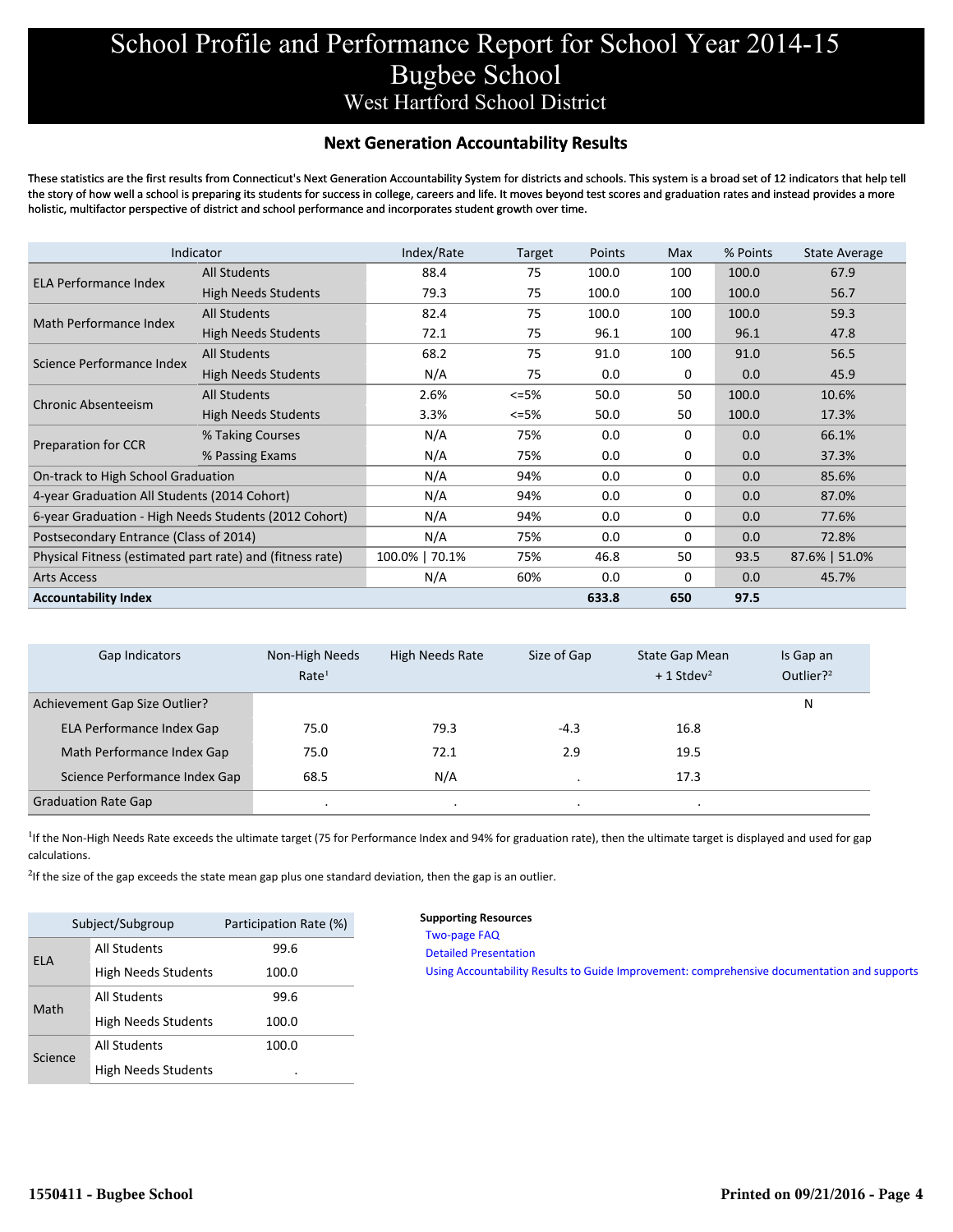# School Profile and Performance Report for School Year 2014-15
# Bugbee School
## West Hartford School District

### Next Generation Accountability Results

These statistics are the first results from Connecticut's Next Generation Accountability System for districts and schools. This system is a broad set of 12 indicators that help tell the story of how well a school is preparing its students for success in college, careers and life. It moves beyond test scores and graduation rates and instead provides a more holistic, multifactor perspective of district and school performance and incorporates student growth over time.

| Indicator | | Index/Rate | Target | Points | Max | % Points | State Average |
|---|---|---|---|---|---|---|---|
| ELA Performance Index | All Students | 88.4 | 75 | 100.0 | 100 | 100.0 | 67.9 |
| | High Needs Students | 79.3 | 75 | 100.0 | 100 | 100.0 | 56.7 |
| Math Performance Index | All Students | 82.4 | 75 | 100.0 | 100 | 100.0 | 59.3 |
| | High Needs Students | 72.1 | 75 | 96.1 | 100 | 96.1 | 47.8 |
| Science Performance Index | All Students | 68.2 | 75 | 91.0 | 100 | 91.0 | 56.5 |
| | High Needs Students | N/A | 75 | 0.0 | 0 | 0.0 | 45.9 |
| Chronic Absenteeism | All Students | 2.6% | <=5% | 50.0 | 50 | 100.0 | 10.6% |
| | High Needs Students | 3.3% | <=5% | 50.0 | 50 | 100.0 | 17.3% |
| Preparation for CCR | % Taking Courses | N/A | 75% | 0.0 | 0 | 0.0 | 66.1% |
| | % Passing Exams | N/A | 75% | 0.0 | 0 | 0.0 | 37.3% |
| On-track to High School Graduation | | N/A | 94% | 0.0 | 0 | 0.0 | 85.6% |
| 4-year Graduation All Students (2014 Cohort) | | N/A | 94% | 0.0 | 0 | 0.0 | 87.0% |
| 6-year Graduation - High Needs Students (2012 Cohort) | | N/A | 94% | 0.0 | 0 | 0.0 | 77.6% |
| Postsecondary Entrance (Class of 2014) | | N/A | 75% | 0.0 | 0 | 0.0 | 72.8% |
| Physical Fitness (estimated part rate) and (fitness rate) | | 100.0% \| 70.1% | 75% | 46.8 | 50 | 93.5 | 87.6% \| 51.0% |
| Arts Access | | N/A | 60% | 0.0 | 0 | 0.0 | 45.7% |
| **Accountability Index** | | | | **633.8** | **650** | **97.5** | |

| Gap Indicators | Non-High Needs Rate[1] | High Needs Rate | Size of Gap | State Gap Mean + 1 Stdev[2] | Is Gap an Outlier?[2] |
|---|---|---|---|---|---|
| Achievement Gap Size Outlier? | | | | | N |
| ELA Performance Index Gap | 75.0 | 79.3 | -4.3 | 16.8 | |
| Math Performance Index Gap | 75.0 | 72.1 | 2.9 | 19.5 | |
| Science Performance Index Gap | 68.5 | N/A | . | 17.3 | |
| Graduation Rate Gap | . | . | . | . | |

[1]If the Non-High Needs Rate exceeds the ultimate target (75 for Performance Index and 94% for graduation rate), then the ultimate target is displayed and used for gap calculations.

[2]If the size of the gap exceeds the state mean gap plus one standard deviation, then the gap is an outlier.

| Subject/Subgroup | | Participation Rate (%) |
|---|---|---|
| ELA | All Students | 99.6 |
| | High Needs Students | 100.0 |
| Math | All Students | 99.6 |
| | High Needs Students | 100.0 |
| Science | All Students | 100.0 |
| | High Needs Students | . |

**Supporting Resources**

- Two-page FAQ
- Detailed Presentation
- Using Accountability Results to Guide Improvement: comprehensive documentation and supports